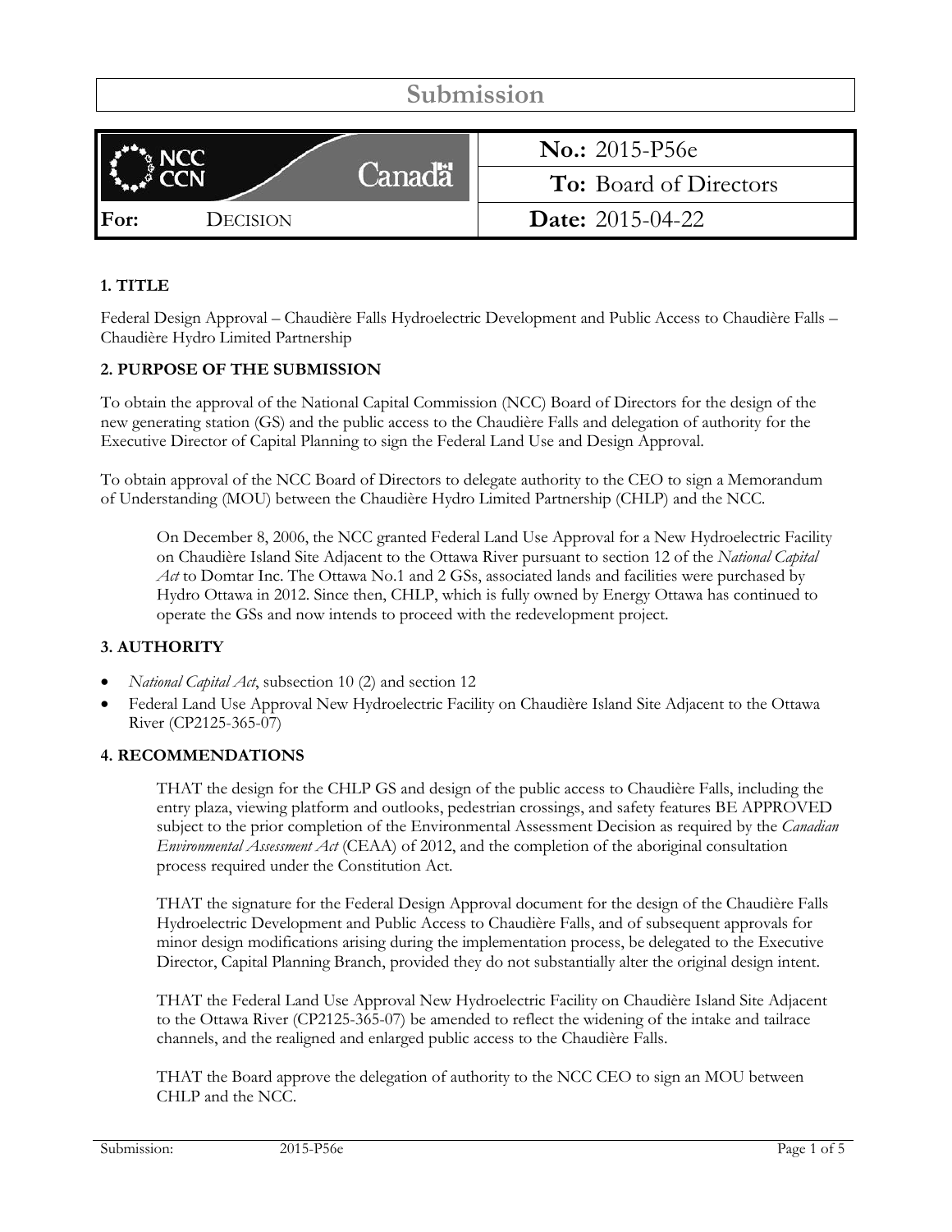# Submission

| NCC CCN Canada | **No.:** 2015-P56e |
| --- | --- |
| | **To:** Board of Directors |
| **For:** DECISION | **Date:** 2015-04-22 |

## 1. TITLE

Federal Design Approval – Chaudière Falls Hydroelectric Development and Public Access to Chaudière Falls – Chaudière Hydro Limited Partnership

## 2. PURPOSE OF THE SUBMISSION

To obtain the approval of the National Capital Commission (NCC) Board of Directors for the design of the new generating station (GS) and the public access to the Chaudière Falls and delegation of authority for the Executive Director of Capital Planning to sign the Federal Land Use and Design Approval.

To obtain approval of the NCC Board of Directors to delegate authority to the CEO to sign a Memorandum of Understanding (MOU) between the Chaudière Hydro Limited Partnership (CHLP) and the NCC.

> On December 8, 2006, the NCC granted Federal Land Use Approval for a New Hydroelectric Facility on Chaudière Island Site Adjacent to the Ottawa River pursuant to section 12 of the *National Capital Act* to Domtar Inc. The Ottawa No.1 and 2 GSs, associated lands and facilities were purchased by Hydro Ottawa in 2012. Since then, CHLP, which is fully owned by Energy Ottawa has continued to operate the GSs and now intends to proceed with the redevelopment project.

## 3. AUTHORITY

- *National Capital Act*, subsection 10 (2) and section 12
- Federal Land Use Approval New Hydroelectric Facility on Chaudière Island Site Adjacent to the Ottawa River (CP2125-365-07)

## 4. RECOMMENDATIONS

> THAT the design for the CHLP GS and design of the public access to Chaudière Falls, including the entry plaza, viewing platform and outlooks, pedestrian crossings, and safety features BE APPROVED subject to the prior completion of the Environmental Assessment Decision as required by the *Canadian Environmental Assessment Act* (CEAA) of 2012, and the completion of the aboriginal consultation process required under the Constitution Act.
>
> THAT the signature for the Federal Design Approval document for the design of the Chaudière Falls Hydroelectric Development and Public Access to Chaudière Falls, and of subsequent approvals for minor design modifications arising during the implementation process, be delegated to the Executive Director, Capital Planning Branch, provided they do not substantially alter the original design intent.
>
> THAT the Federal Land Use Approval New Hydroelectric Facility on Chaudière Island Site Adjacent to the Ottawa River (CP2125-365-07) be amended to reflect the widening of the intake and tailrace channels, and the realigned and enlarged public access to the Chaudière Falls.
>
> THAT the Board approve the delegation of authority to the NCC CEO to sign an MOU between CHLP and the NCC.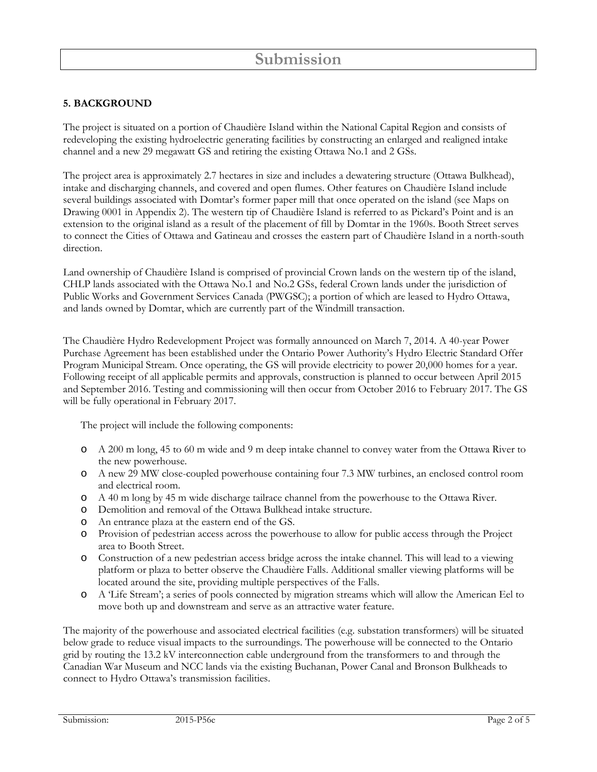# Submission

### 5. BACKGROUND

The project is situated on a portion of Chaudière Island within the National Capital Region and consists of redeveloping the existing hydroelectric generating facilities by constructing an enlarged and realigned intake channel and a new 29 megawatt GS and retiring the existing Ottawa No.1 and 2 GSs.

The project area is approximately 2.7 hectares in size and includes a dewatering structure (Ottawa Bulkhead), intake and discharging channels, and covered and open flumes. Other features on Chaudière Island include several buildings associated with Domtar's former paper mill that once operated on the island (see Maps on Drawing 0001 in Appendix 2). The western tip of Chaudière Island is referred to as Pickard's Point and is an extension to the original island as a result of the placement of fill by Domtar in the 1960s. Booth Street serves to connect the Cities of Ottawa and Gatineau and crosses the eastern part of Chaudière Island in a north-south direction.

Land ownership of Chaudière Island is comprised of provincial Crown lands on the western tip of the island, CHLP lands associated with the Ottawa No.1 and No.2 GSs, federal Crown lands under the jurisdiction of Public Works and Government Services Canada (PWGSC); a portion of which are leased to Hydro Ottawa, and lands owned by Domtar, which are currently part of the Windmill transaction.

The Chaudière Hydro Redevelopment Project was formally announced on March 7, 2014. A 40-year Power Purchase Agreement has been established under the Ontario Power Authority's Hydro Electric Standard Offer Program Municipal Stream. Once operating, the GS will provide electricity to power 20,000 homes for a year. Following receipt of all applicable permits and approvals, construction is planned to occur between April 2015 and September 2016. Testing and commissioning will then occur from October 2016 to February 2017. The GS will be fully operational in February 2017.

The project will include the following components:

- A 200 m long, 45 to 60 m wide and 9 m deep intake channel to convey water from the Ottawa River to the new powerhouse.
- A new 29 MW close-coupled powerhouse containing four 7.3 MW turbines, an enclosed control room and electrical room.
- A 40 m long by 45 m wide discharge tailrace channel from the powerhouse to the Ottawa River.
- Demolition and removal of the Ottawa Bulkhead intake structure.
- An entrance plaza at the eastern end of the GS.
- Provision of pedestrian access across the powerhouse to allow for public access through the Project area to Booth Street.
- Construction of a new pedestrian access bridge across the intake channel. This will lead to a viewing platform or plaza to better observe the Chaudière Falls. Additional smaller viewing platforms will be located around the site, providing multiple perspectives of the Falls.
- A 'Life Stream'; a series of pools connected by migration streams which will allow the American Eel to move both up and downstream and serve as an attractive water feature.

The majority of the powerhouse and associated electrical facilities (e.g. substation transformers) will be situated below grade to reduce visual impacts to the surroundings. The powerhouse will be connected to the Ontario grid by routing the 13.2 kV interconnection cable underground from the transformers to and through the Canadian War Museum and NCC lands via the existing Buchanan, Power Canal and Bronson Bulkheads to connect to Hydro Ottawa's transmission facilities.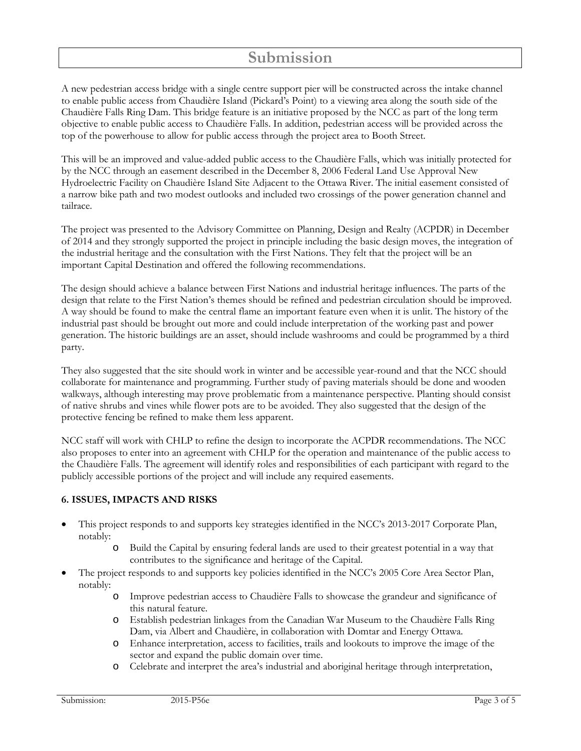# Submission

A new pedestrian access bridge with a single centre support pier will be constructed across the intake channel to enable public access from Chaudière Island (Pickard's Point) to a viewing area along the south side of the Chaudière Falls Ring Dam. This bridge feature is an initiative proposed by the NCC as part of the long term objective to enable public access to Chaudière Falls. In addition, pedestrian access will be provided across the top of the powerhouse to allow for public access through the project area to Booth Street.

This will be an improved and value-added public access to the Chaudière Falls, which was initially protected for by the NCC through an easement described in the December 8, 2006 Federal Land Use Approval New Hydroelectric Facility on Chaudière Island Site Adjacent to the Ottawa River. The initial easement consisted of a narrow bike path and two modest outlooks and included two crossings of the power generation channel and tailrace.

The project was presented to the Advisory Committee on Planning, Design and Realty (ACPDR) in December of 2014 and they strongly supported the project in principle including the basic design moves, the integration of the industrial heritage and the consultation with the First Nations. They felt that the project will be an important Capital Destination and offered the following recommendations.

The design should achieve a balance between First Nations and industrial heritage influences. The parts of the design that relate to the First Nation's themes should be refined and pedestrian circulation should be improved. A way should be found to make the central flame an important feature even when it is unlit. The history of the industrial past should be brought out more and could include interpretation of the working past and power generation. The historic buildings are an asset, should include washrooms and could be programmed by a third party.

They also suggested that the site should work in winter and be accessible year-round and that the NCC should collaborate for maintenance and programming. Further study of paving materials should be done and wooden walkways, although interesting may prove problematic from a maintenance perspective. Planting should consist of native shrubs and vines while flower pots are to be avoided. They also suggested that the design of the protective fencing be refined to make them less apparent.

NCC staff will work with CHLP to refine the design to incorporate the ACPDR recommendations. The NCC also proposes to enter into an agreement with CHLP for the operation and maintenance of the public access to the Chaudière Falls. The agreement will identify roles and responsibilities of each participant with regard to the publicly accessible portions of the project and will include any required easements.

### 6. ISSUES, IMPACTS AND RISKS

- This project responds to and supports key strategies identified in the NCC's 2013-2017 Corporate Plan, notably:
  - Build the Capital by ensuring federal lands are used to their greatest potential in a way that contributes to the significance and heritage of the Capital.
- The project responds to and supports key policies identified in the NCC's 2005 Core Area Sector Plan, notably:
  - Improve pedestrian access to Chaudière Falls to showcase the grandeur and significance of this natural feature.
  - Establish pedestrian linkages from the Canadian War Museum to the Chaudière Falls Ring Dam, via Albert and Chaudière, in collaboration with Domtar and Energy Ottawa.
  - Enhance interpretation, access to facilities, trails and lookouts to improve the image of the sector and expand the public domain over time.
  - Celebrate and interpret the area's industrial and aboriginal heritage through interpretation,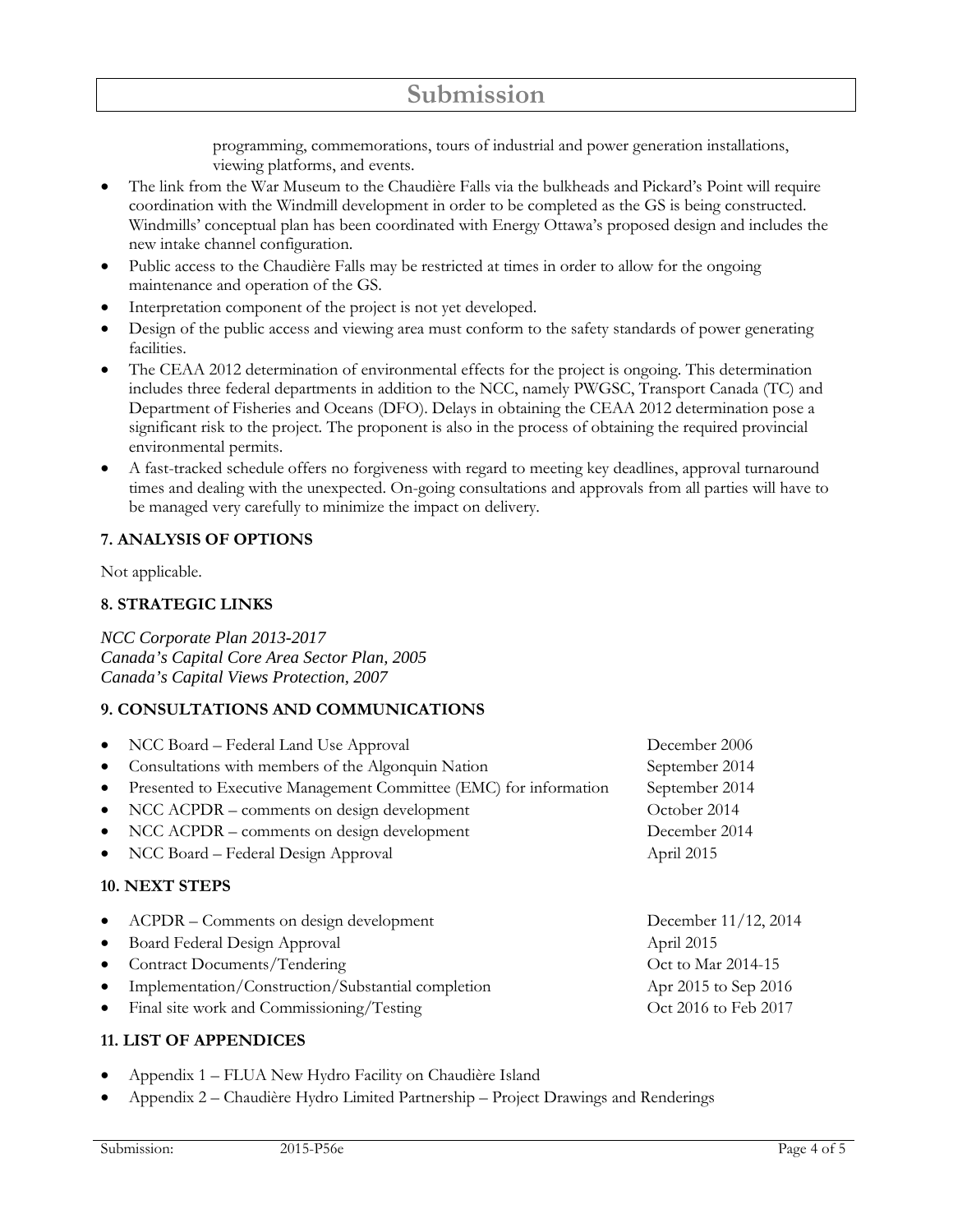programming, commemorations, tours of industrial and power generation installations, viewing platforms, and events.

- The link from the War Museum to the Chaudière Falls via the bulkheads and Pickard's Point will require coordination with the Windmill development in order to be completed as the GS is being constructed. Windmills' conceptual plan has been coordinated with Energy Ottawa's proposed design and includes the new intake channel configuration.
- Public access to the Chaudière Falls may be restricted at times in order to allow for the ongoing maintenance and operation of the GS.
- Interpretation component of the project is not yet developed.
- Design of the public access and viewing area must conform to the safety standards of power generating facilities.
- The CEAA 2012 determination of environmental effects for the project is ongoing. This determination includes three federal departments in addition to the NCC, namely PWGSC, Transport Canada (TC) and Department of Fisheries and Oceans (DFO). Delays in obtaining the CEAA 2012 determination pose a significant risk to the project. The proponent is also in the process of obtaining the required provincial environmental permits.
- A fast-tracked schedule offers no forgiveness with regard to meeting key deadlines, approval turnaround times and dealing with the unexpected. On-going consultations and approvals from all parties will have to be managed very carefully to minimize the impact on delivery.

**7. ANALYSIS OF OPTIONS**

Not applicable.

**8. STRATEGIC LINKS**

*NCC Corporate Plan 2013-2017*
*Canada's Capital Core Area Sector Plan, 2005*
*Canada's Capital Views Protection, 2007*

**9. CONSULTATIONS AND COMMUNICATIONS**

| | |
|---|---|
| • NCC Board – Federal Land Use Approval | December 2006 |
| • Consultations with members of the Algonquin Nation | September 2014 |
| • Presented to Executive Management Committee (EMC) for information | September 2014 |
| • NCC ACPDR – comments on design development | October 2014 |
| • NCC ACPDR – comments on design development | December 2014 |
| • NCC Board – Federal Design Approval | April 2015 |

**10. NEXT STEPS**

| | |
|---|---|
| • ACPDR – Comments on design development | December 11/12, 2014 |
| • Board Federal Design Approval | April 2015 |
| • Contract Documents/Tendering | Oct to Mar 2014-15 |
| • Implementation/Construction/Substantial completion | Apr 2015 to Sep 2016 |
| • Final site work and Commissioning/Testing | Oct 2016 to Feb 2017 |

**11. LIST OF APPENDICES**

- Appendix 1 – FLUA New Hydro Facility on Chaudière Island
- Appendix 2 – Chaudière Hydro Limited Partnership – Project Drawings and Renderings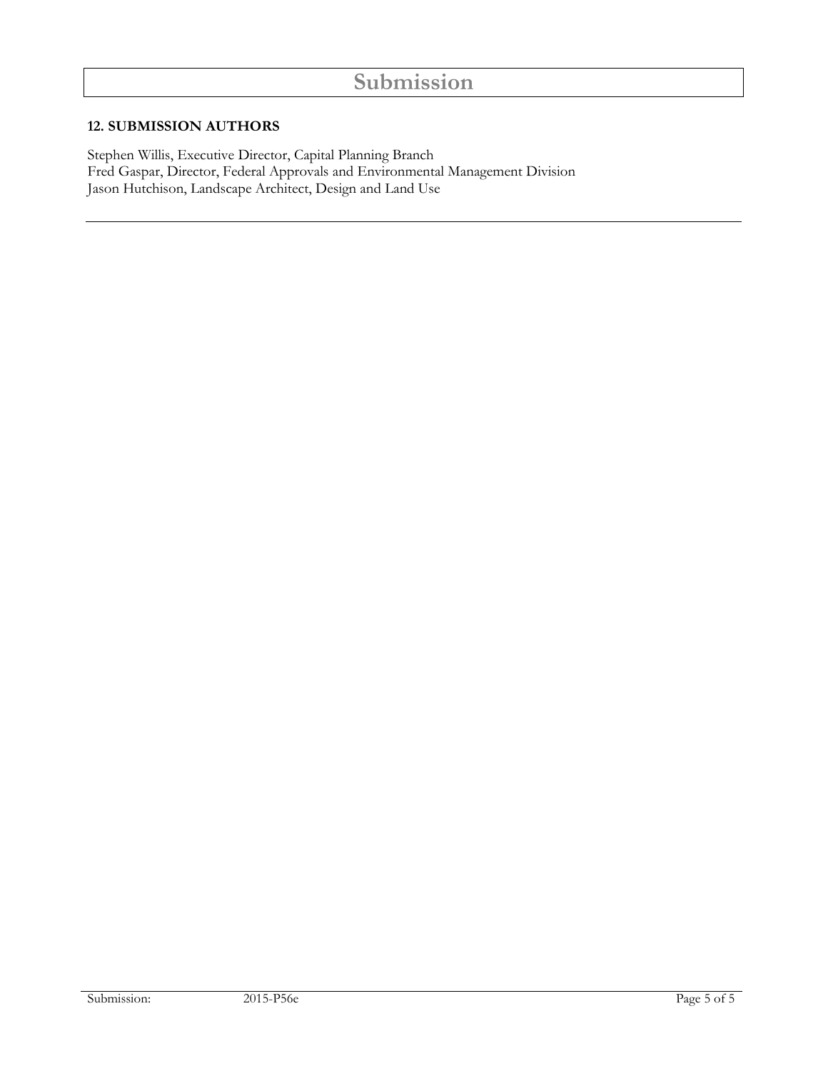# Submission

### 12. SUBMISSION AUTHORS

Stephen Willis, Executive Director, Capital Planning Branch
Fred Gaspar, Director, Federal Approvals and Environmental Management Division
Jason Hutchison, Landscape Architect, Design and Land Use